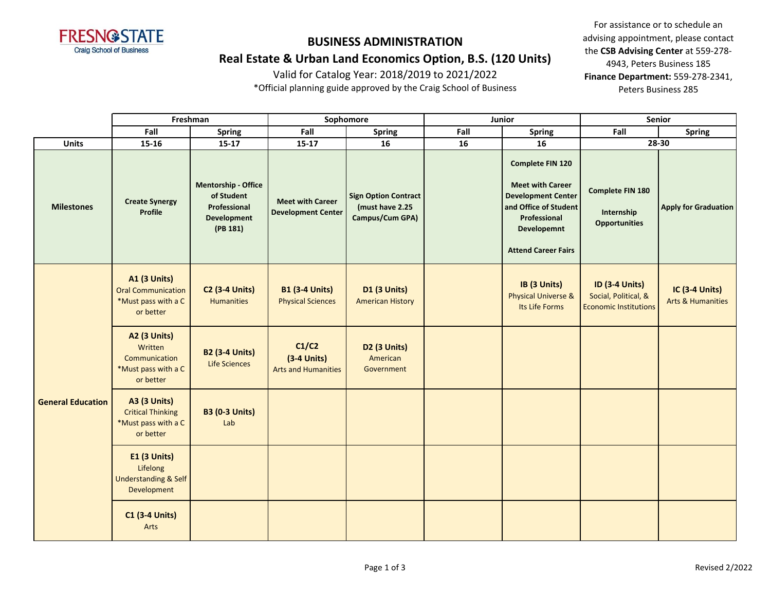Fresno State Craig School of Business

# BUSINESS ADMINISTRATION

## Real Estate & Urban Land Economics Option, B.S. (120 Units)

Valid for Catalog Year: 2018/2019 to 2021/2022

*Official planning guide approved by the Craig School of Business

For assistance or to schedule an advising appointment, please contact the **CSB Advising Center** at 559-278-4943, Peters Business 185

**Finance Department:** 559-278-2341, Peters Business 285

| | Freshman | | Sophomore | | Junior | | Senior | |
|---|---|---|---|---|---|---|---|---|
| | Fall | Spring | Fall | Spring | Fall | Spring | Fall | Spring |
| **Units** | 15-16 | 15-17 | 15-17 | 16 | 16 | 16 | 28-30 | |
| **Milestones** | **Create Synergy Profile** | **Mentorship - Office of Student Professional Development (PB 181)** | **Meet with Career Development Center** | **Sign Option Contract (must have 2.25 Campus/Cum GPA)** | | **Complete FIN 120**<br><br>**Meet with Career Development Center and Office of Student Professional Developemnt**<br><br>**Attend Career Fairs** | **Complete FIN 180**<br><br>**Internship Opportunities** | **Apply for Graduation** |
| **General Education** | **A1 (3 Units)** Oral Communication *Must pass with a C or better | **C2 (3-4 Units)** Humanities | **B1 (3-4 Units)** Physical Sciences | **D1 (3 Units)** American History | | **IB (3 Units)** Physical Universe & Its Life Forms | **ID (3-4 Units)** Social, Political, & Economic Institutions | **IC (3-4 Units)** Arts & Humanities |
| | **A2 (3 Units)** Written Communication *Must pass with a C or better | **B2 (3-4 Units)** Life Sciences | **C1/C2 (3-4 Units)** Arts and Humanities | **D2 (3 Units)** American Government | | | | |
| | **A3 (3 Units)** Critical Thinking *Must pass with a C or better | **B3 (0-3 Units)** Lab | | | | | | |
| | **E1 (3 Units)** Lifelong Understanding & Self Development | | | | | | | |
| | **C1 (3-4 Units)** Arts | | | | | | | |

Revised 2/2022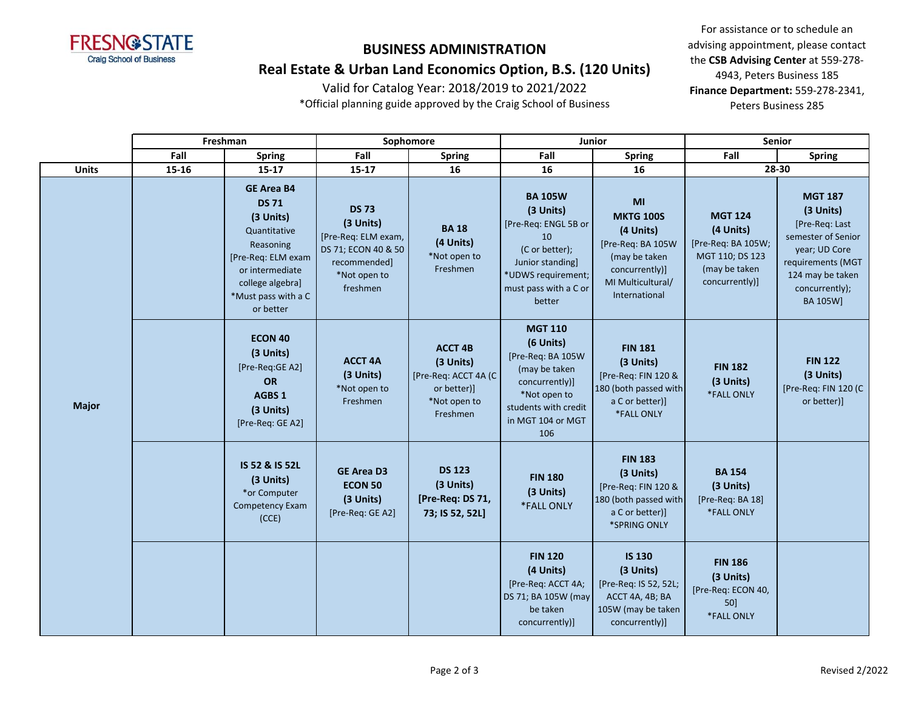Fresno State Craig School of Business

# BUSINESS ADMINISTRATION

## Real Estate & Urban Land Economics Option, B.S. (120 Units)

Valid for Catalog Year: 2018/2019 to 2021/2022

*Official planning guide approved by the Craig School of Business

For assistance or to schedule an advising appointment, please contact the **CSB Advising Center** at 559-278-4943, Peters Business 185
**Finance Department:** 559-278-2341, Peters Business 285

| | Freshman | | Sophomore | | Junior | | Senior | |
|---|---|---|---|---|---|---|---|---|
| | Fall | Spring | Fall | Spring | Fall | Spring | Fall | Spring |
| **Units** | 15-16 | 15-17 | 15-17 | 16 | 16 | 16 | 28-30 | |
| **Major** | | **GE Area B4 DS 71 (3 Units)** Quantitative Reasoning [Pre-Req: ELM exam or intermediate college algebra] *Must pass with a C or better | **DS 73 (3 Units)** [Pre-Req: ELM exam, DS 71; ECON 40 & 50 recommended] *Not open to freshmen | **BA 18 (4 Units)** *Not open to Freshmen | **BA 105W (3 Units)** [Pre-Req: ENGL 5B or 10 (C or better); Junior standing] *UDWS requirement; must pass with a C or better | **MI MKTG 100S (4 Units)** [Pre-Req: BA 105W (may be taken concurrently)] MI Multicultural/ International | **MGT 124 (4 Units)** [Pre-Req: BA 105W; MGT 110; DS 123 (may be taken concurrently)] | **MGT 187 (3 Units)** [Pre-Req: Last semester of Senior year; UD Core requirements (MGT 124 may be taken concurrently); BA 105W] |
| | | **ECON 40 (3 Units)** [Pre-Req:GE A2] **OR AGBS 1 (3 Units)** [Pre-Req: GE A2] | **ACCT 4A (3 Units)** *Not open to Freshmen | **ACCT 4B (3 Units)** [Pre-Req: ACCT 4A (C or better)] *Not open to Freshmen | **MGT 110 (6 Units)** [Pre-Req: BA 105W (may be taken concurrently)] *Not open to students with credit in MGT 104 or MGT 106 | **FIN 181 (3 Units)** [Pre-Req: FIN 120 & 180 (both passed with a C or better)] *FALL ONLY | **FIN 182 (3 Units)** *FALL ONLY | **FIN 122 (3 Units)** [Pre-Req: FIN 120 (C or better)] |
| | | **IS 52 & IS 52L (3 Units)** *or Computer Competency Exam (CCE) | **GE Area D3 ECON 50 (3 Units)** [Pre-Req: GE A2] | **DS 123 (3 Units)** **[Pre-Req: DS 71, 73; IS 52, 52L]** | **FIN 180 (3 Units)** *FALL ONLY | **FIN 183 (3 Units)** [Pre-Req: FIN 120 & 180 (both passed with a C or better)] *SPRING ONLY | **BA 154 (3 Units)** [Pre-Req: BA 18] *FALL ONLY | |
| | | | | | **FIN 120 (4 Units)** [Pre-Req: ACCT 4A; DS 71; BA 105W (may be taken concurrently)] | **IS 130 (3 Units)** [Pre-Req: IS 52, 52L; ACCT 4A, 4B; BA 105W (may be taken concurrently)] | **FIN 186 (3 Units)** [Pre-Req: ECON 40, 50] *FALL ONLY | |

Revised 2/2022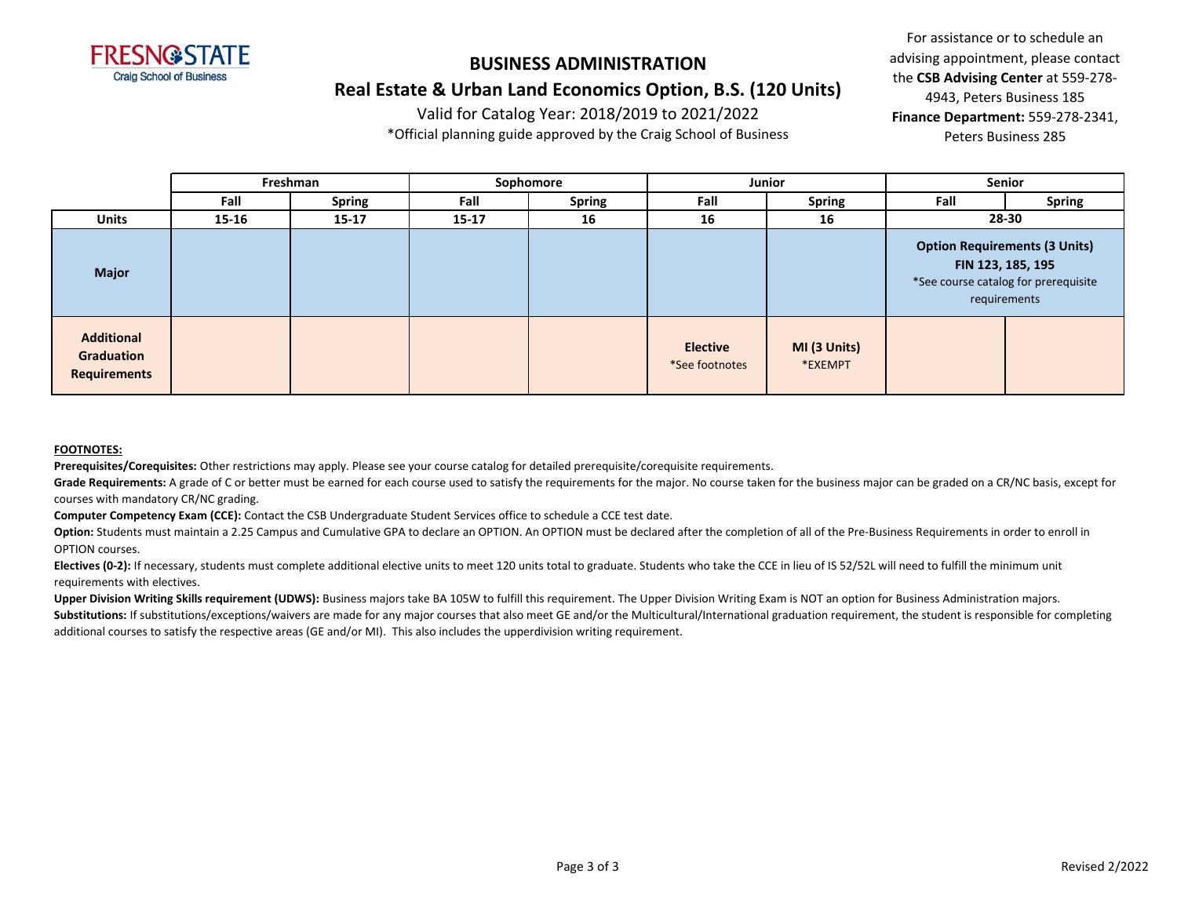FRESNO STATE
Craig School of Business

# BUSINESS ADMINISTRATION

## Real Estate & Urban Land Economics Option, B.S. (120 Units)

Valid for Catalog Year: 2018/2019 to 2021/2022

*Official planning guide approved by the Craig School of Business

For assistance or to schedule an advising appointment, please contact the **CSB Advising Center** at 559-278-4943, Peters Business 185
**Finance Department:** 559-278-2341, Peters Business 285

| | Freshman | | Sophomore | | Junior | | Senior | |
|---|---|---|---|---|---|---|---|---|
| | **Fall** | **Spring** | **Fall** | **Spring** | **Fall** | **Spring** | **Fall** | **Spring** |
| **Units** | **15-16** | **15-17** | **15-17** | **16** | **16** | **16** | **28-30** | |
| **Major** | | | | | | | **Option Requirements (3 Units)** **FIN 123, 185, 195** *See course catalog for prerequisite requirements | |
| **Additional Graduation Requirements** | | | | | **Elective** *See footnotes | **MI (3 Units)** *EXEMPT | | |

**FOOTNOTES:**

**Prerequisites/Corequisites:** Other restrictions may apply. Please see your course catalog for detailed prerequisite/corequisite requirements.

**Grade Requirements:** A grade of C or better must be earned for each course used to satisfy the requirements for the major. No course taken for the business major can be graded on a CR/NC basis, except for courses with mandatory CR/NC grading.

**Computer Competency Exam (CCE):** Contact the CSB Undergraduate Student Services office to schedule a CCE test date.

**Option:** Students must maintain a 2.25 Campus and Cumulative GPA to declare an OPTION. An OPTION must be declared after the completion of all of the Pre-Business Requirements in order to enroll in OPTION courses.

**Electives (0-2):** If necessary, students must complete additional elective units to meet 120 units total to graduate. Students who take the CCE in lieu of IS 52/52L will need to fulfill the minimum unit requirements with electives.

**Upper Division Writing Skills requirement (UDWS):** Business majors take BA 105W to fulfill this requirement. The Upper Division Writing Exam is NOT an option for Business Administration majors.

**Substitutions:** If substitutions/exceptions/waivers are made for any major courses that also meet GE and/or the Multicultural/International graduation requirement, the student is responsible for completing additional courses to satisfy the respective areas (GE and/or MI). This also includes the upperdivision writing requirement.

Revised 2/2022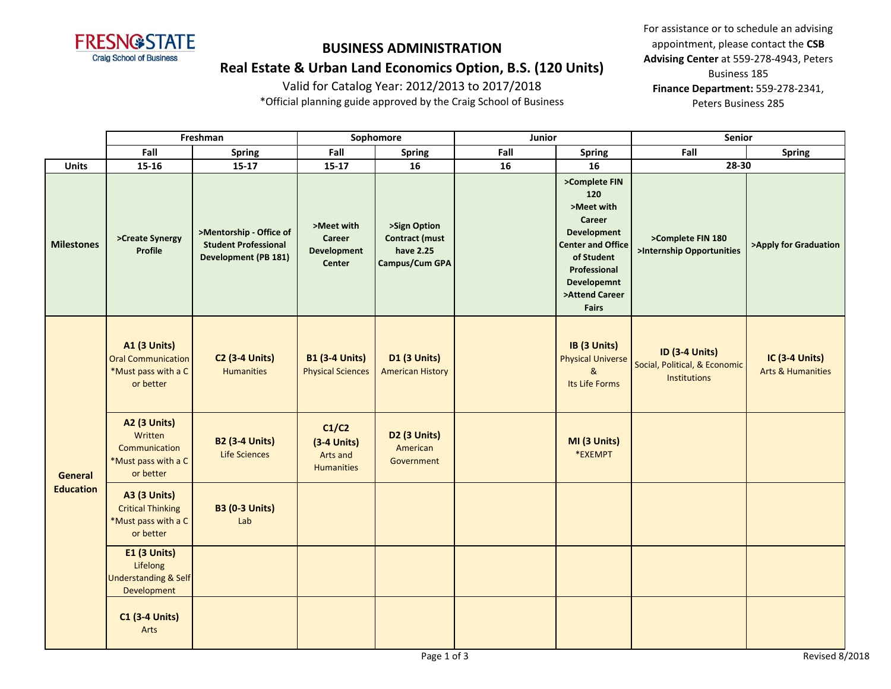**FRESNO STATE**
Craig School of Business

# BUSINESS ADMINISTRATION

## Real Estate & Urban Land Economics Option, B.S. (120 Units)

Valid for Catalog Year: 2012/2013 to 2017/2018

*Official planning guide approved by the Craig School of Business

For assistance or to schedule an advising appointment, please contact the **CSB Advising Center** at 559-278-4943, Peters Business 185
**Finance Department:** 559-278-2341, Peters Business 285

| | Freshman | | Sophomore | | Junior | | Senior | |
|---|---|---|---|---|---|---|---|---|
| | **Fall** | **Spring** | **Fall** | **Spring** | **Fall** | **Spring** | **Fall** | **Spring** |
| **Units** | **15-16** | **15-17** | **15-17** | **16** | **16** | **16** | **28-30** | |
| **Milestones** | **>Create Synergy Profile** | **>Mentorship - Office of Student Professional Development (PB 181)** | **>Meet with Career Development Center** | **>Sign Option Contract (must have 2.25 Campus/Cum GPA** | | **>Complete FIN 120 >Meet with Career Development Center and Office of Student Professional Developemnt >Attend Career Fairs** | **>Complete FIN 180 >Internship Opportunities** | **>Apply for Graduation** |
| **General Education** | **A1 (3 Units)** Oral Communication *Must pass with a C or better | **C2 (3-4 Units)** Humanities | **B1 (3-4 Units)** Physical Sciences | **D1 (3 Units)** American History | | **IB (3 Units)** Physical Universe & Its Life Forms | **ID (3-4 Units)** Social, Political, & Economic Institutions | **IC (3-4 Units)** Arts & Humanities |
| | **A2 (3 Units)** Written Communication *Must pass with a C or better | **B2 (3-4 Units)** Life Sciences | **C1/C2 (3-4 Units)** Arts and Humanities | **D2 (3 Units)** American Government | | **MI (3 Units)** *EXEMPT | | |
| | **A3 (3 Units)** Critical Thinking *Must pass with a C or better | **B3 (0-3 Units)** Lab | | | | | | |
| | **E1 (3 Units)** Lifelong Understanding & Self Development | | | | | | | |
| | **C1 (3-4 Units)** Arts | | | | | | | |

Revised 8/2018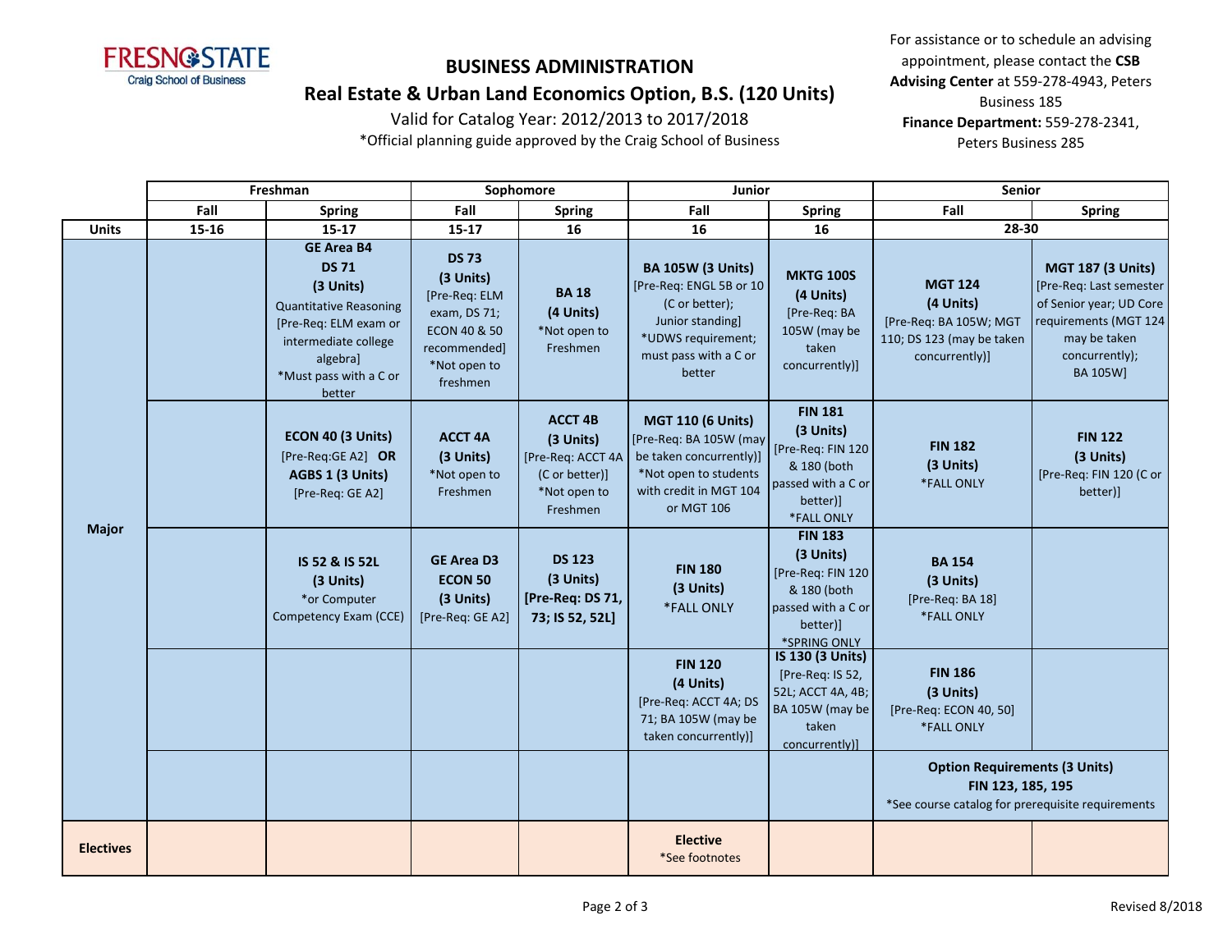# BUSINESS ADMINISTRATION

## Real Estate & Urban Land Economics Option, B.S. (120 Units)

Valid for Catalog Year: 2012/2013 to 2017/2018

*Official planning guide approved by the Craig School of Business

For assistance or to schedule an advising appointment, please contact the **CSB Advising Center** at 559-278-4943, Peters Business 185

**Finance Department:** 559-278-2341, Peters Business 285

| | Freshman | | Sophomore | | Junior | | Senior | |
|---|---|---|---|---|---|---|---|---|
| | **Fall** | **Spring** | **Fall** | **Spring** | **Fall** | **Spring** | **Fall** | **Spring** |
| **Units** | 15-16 | 15-17 | 15-17 | 16 | 16 | 16 | 28-30 | |
| **Major** | | **GE Area B4** **DS 71** **(3 Units)** Quantitative Reasoning [Pre-Req: ELM exam or intermediate college algebra] *Must pass with a C or better | **DS 73** **(3 Units)** [Pre-Req: ELM exam, DS 71; ECON 40 & 50 recommended] *Not open to freshmen | **BA 18** **(4 Units)** *Not open to Freshmen | **BA 105W (3 Units)** [Pre-Req: ENGL 5B or 10 (C or better); Junior standing] *UDWS requirement; must pass with a C or better | **MKTG 100S** **(4 Units)** [Pre-Req: BA 105W (may be taken concurrently)] | **MGT 124** **(4 Units)** [Pre-Req: BA 105W; MGT 110; DS 123 (may be taken concurrently)] | **MGT 187 (3 Units)** [Pre-Req: Last semester of Senior year; UD Core requirements (MGT 124 may be taken concurrently); BA 105W] |
| | | **ECON 40 (3 Units)** [Pre-Req:GE A2] **OR** **AGBS 1 (3 Units)** [Pre-Req: GE A2] | **ACCT 4A** **(3 Units)** *Not open to Freshmen | **ACCT 4B** **(3 Units)** [Pre-Req: ACCT 4A (C or better)] *Not open to Freshmen | **MGT 110 (6 Units)** [Pre-Req: BA 105W (may be taken concurrently)] *Not open to students with credit in MGT 104 or MGT 106 | **FIN 181** **(3 Units)** [Pre-Req: FIN 120 & 180 (both passed with a C or better)] *FALL ONLY | **FIN 182** **(3 Units)** *FALL ONLY | **FIN 122** **(3 Units)** [Pre-Req: FIN 120 (C or better)] |
| | | **IS 52 & IS 52L** **(3 Units)** *or Computer Competency Exam (CCE) | **GE Area D3** **ECON 50** **(3 Units)** [Pre-Req: GE A2] | **DS 123** **(3 Units)** **[Pre-Req: DS 71, 73; IS 52, 52L]** | **FIN 180** **(3 Units)** *FALL ONLY | **FIN 183** **(3 Units)** [Pre-Req: FIN 120 & 180 (both passed with a C or better)] *SPRING ONLY | **BA 154** **(3 Units)** [Pre-Req: BA 18] *FALL ONLY | |
| | | | | | **FIN 120** **(4 Units)** [Pre-Req: ACCT 4A; DS 71; BA 105W (may be taken concurrently)] | **IS 130 (3 Units)** [Pre-Req: IS 52, 52L; ACCT 4A, 4B; BA 105W (may be taken concurrently)] | **FIN 186** **(3 Units)** [Pre-Req: ECON 40, 50] *FALL ONLY | |
| | | | | | | | **Option Requirements (3 Units)** **FIN 123, 185, 195** *See course catalog for prerequisite requirements | |
| **Electives** | | | | | **Elective** *See footnotes | | | |

Revised 8/2018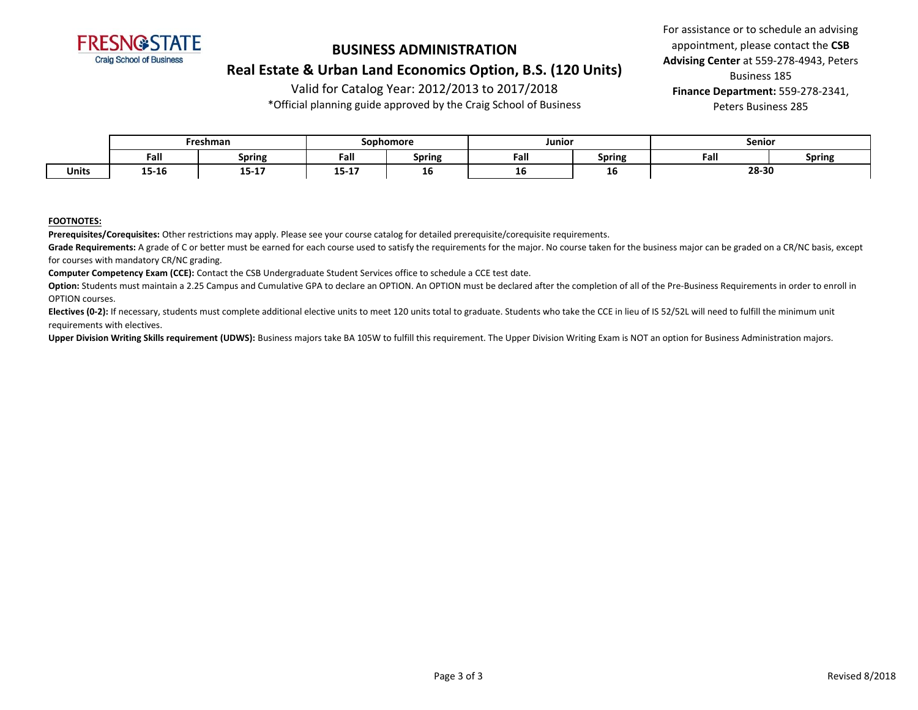# BUSINESS ADMINISTRATION

## Real Estate & Urban Land Economics Option, B.S. (120 Units)

Valid for Catalog Year: 2012/2013 to 2017/2018

*Official planning guide approved by the Craig School of Business

For assistance or to schedule an advising appointment, please contact the **CSB Advising Center** at 559-278-4943, Peters Business 185
**Finance Department:** 559-278-2341, Peters Business 285

| | Freshman | | Sophomore | | Junior | | Senior | |
|---|---|---|---|---|---|---|---|---|
| | Fall | Spring | Fall | Spring | Fall | Spring | Fall | Spring |
| **Units** | 15-16 | 15-17 | 15-17 | 16 | 16 | 16 | 28-30 | |

**FOOTNOTES:**

**Prerequisites/Corequisites:** Other restrictions may apply. Please see your course catalog for detailed prerequisite/corequisite requirements.

**Grade Requirements:** A grade of C or better must be earned for each course used to satisfy the requirements for the major. No course taken for the business major can be graded on a CR/NC basis, except for courses with mandatory CR/NC grading.

**Computer Competency Exam (CCE):** Contact the CSB Undergraduate Student Services office to schedule a CCE test date.

**Option:** Students must maintain a 2.25 Campus and Cumulative GPA to declare an OPTION. An OPTION must be declared after the completion of all of the Pre-Business Requirements in order to enroll in OPTION courses.

**Electives (0-2):** If necessary, students must complete additional elective units to meet 120 units total to graduate. Students who take the CCE in lieu of IS 52/52L will need to fulfill the minimum unit requirements with electives.

**Upper Division Writing Skills requirement (UDWS):** Business majors take BA 105W to fulfill this requirement. The Upper Division Writing Exam is NOT an option for Business Administration majors.

Revised 8/2018